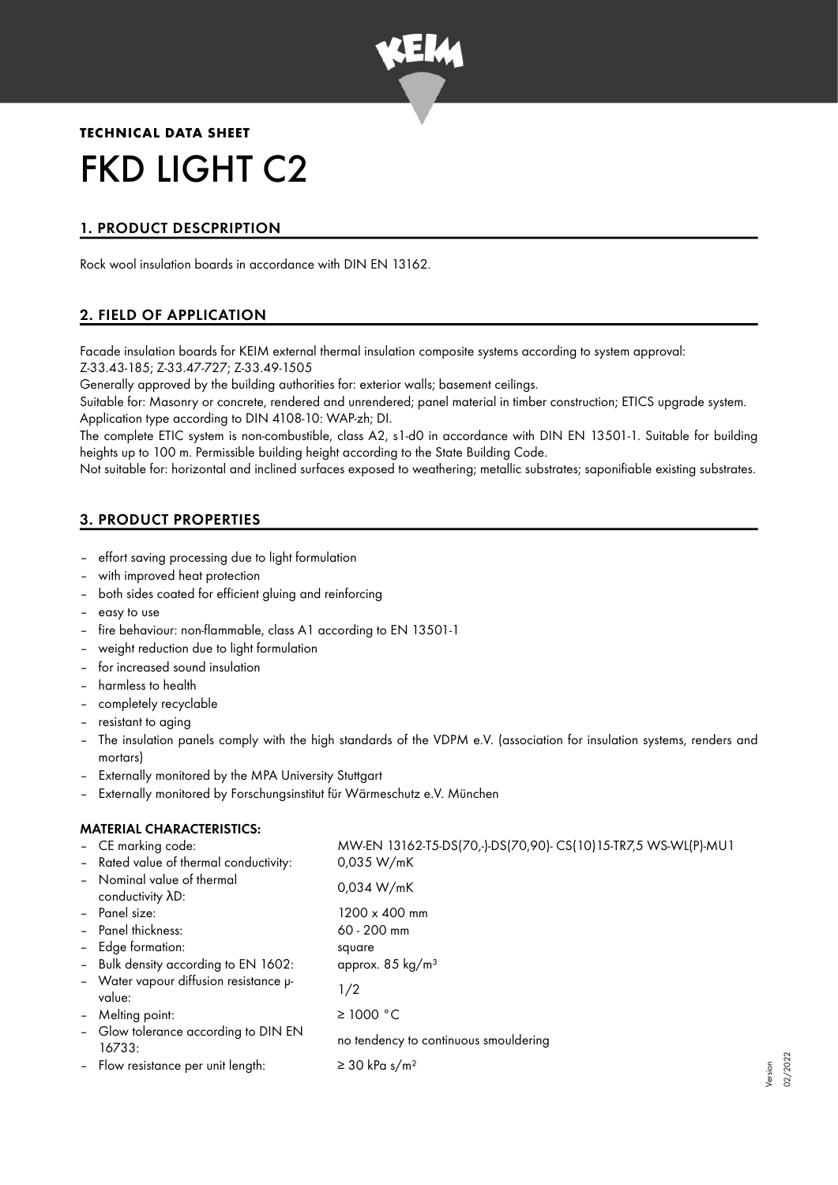**TECHNICAL DATA SHEET**

# FKD LIGHT C2

## 1. PRODUCT DESCPRIPTION

Rock wool insulation boards in accordance with DIN EN 13162.

## 2. FIELD OF APPLICATION

Facade insulation boards for KEIM external thermal insulation composite systems according to system approval: Z-33.43-185; Z-33.47-727; Z-33.49-1505

Generally approved by the building authorities for: exterior walls; basement ceilings.

Suitable for: Masonry or concrete, rendered and unrendered; panel material in timber construction; ETICS upgrade system. Application type according to DIN 4108-10: WAP-zh; DI.

The complete ETIC system is non-combustible, class A2, s1-d0 in accordance with DIN EN 13501-1. Suitable for building heights up to 100 m. Permissible building height according to the State Building Code.

Not suitable for: horizontal and inclined surfaces exposed to weathering; metallic substrates; saponifiable existing substrates.

## 3. PRODUCT PROPERTIES

- effort saving processing due to light formulation
- with improved heat protection
- both sides coated for efficient gluing and reinforcing
- easy to use
- fire behaviour: non-flammable, class A1 according to EN 13501-1
- weight reduction due to light formulation
- for increased sound insulation
- harmless to health
- completely recyclable
- resistant to aging
- The insulation panels comply with the high standards of the VDPM e.V. (association for insulation systems, renders and mortars)
- Externally monitored by the MPA University Stuttgart
- Externally monitored by Forschungsinstitut für Wärmeschutz e.V. München

### MATERIAL CHARACTERISTICS:

| | |
|---|---|
| – CE marking code: | MW-EN 13162-T5-DS(70,-)-DS(70,90)- CS(10)15-TR7,5 WS-WL(P)-MU1 |
| – Rated value of thermal conductivity: | 0,035 W/mK |
| – Nominal value of thermal conductivity λD: | 0,034 W/mK |
| – Panel size: | 1200 x 400 mm |
| – Panel thickness: | 60 - 200 mm |
| – Edge formation: | square |
| – Bulk density according to EN 1602: | approx. 85 kg/m³ |
| – Water vapour diffusion resistance μ-value: | 1/2 |
| – Melting point: | ≥ 1000 °C |
| – Glow tolerance according to DIN EN 16733: | no tendency to continuous smouldering |
| – Flow resistance per unit length: | ≥ 30 kPa s/m² |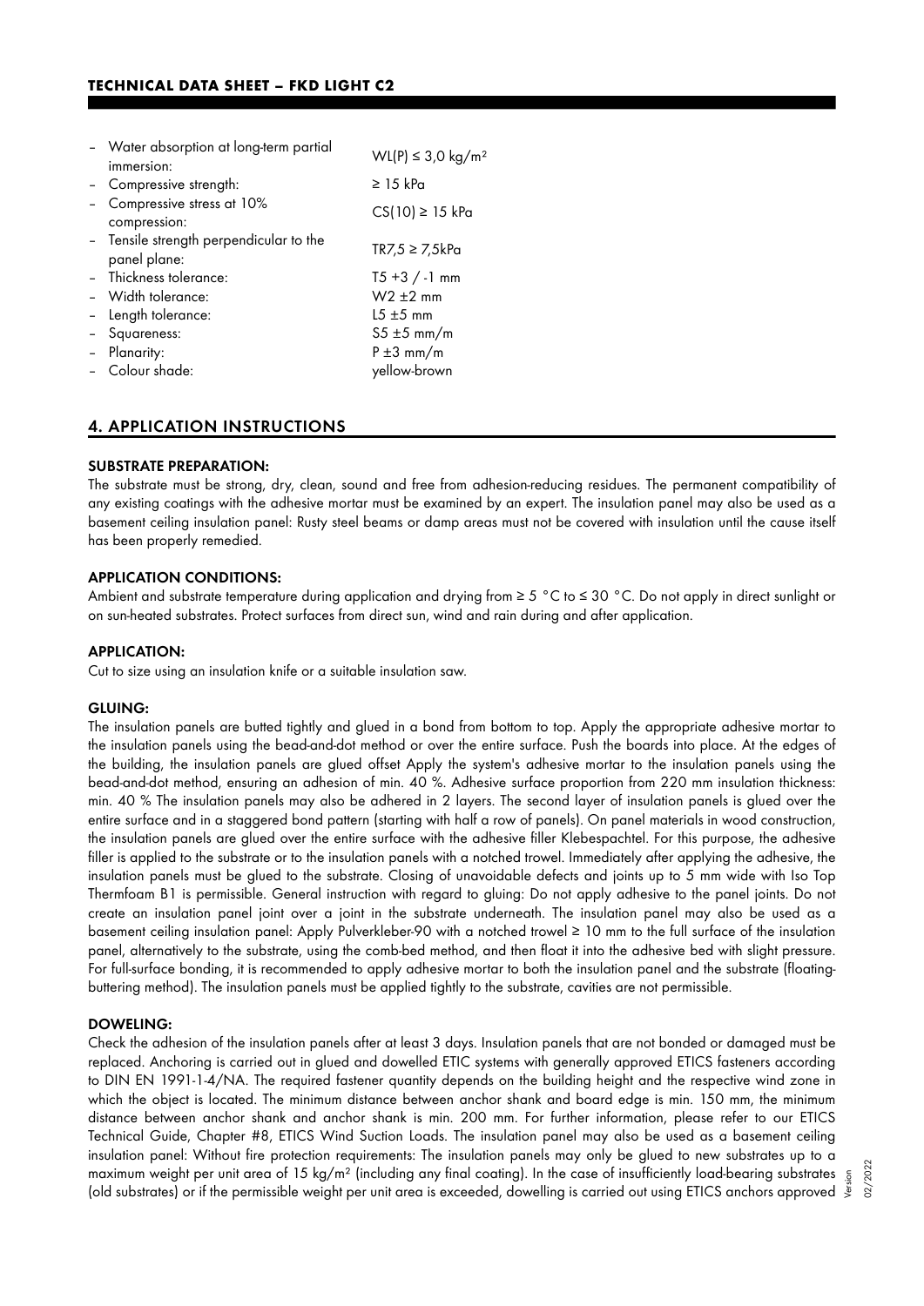- Water absorption at long-term partial immersion: WL(P) ≤ 3,0 kg/m²
- Compressive strength: ≥ 15 kPa
- Compressive stress at 10% compression: CS(10) ≥ 15 kPa
- Tensile strength perpendicular to the panel plane: TR7,5 ≥ 7,5kPa
- Thickness tolerance: T5 +3 / -1 mm
- Width tolerance: W2 ±2 mm
- Length tolerance: L5 ±5 mm
- Squareness: S5 ±5 mm/m
- Planarity: P ±3 mm/m
- Colour shade: yellow-brown

## 4. APPLICATION INSTRUCTIONS

### SUBSTRATE PREPARATION:

The substrate must be strong, dry, clean, sound and free from adhesion-reducing residues. The permanent compatibility of any existing coatings with the adhesive mortar must be examined by an expert. The insulation panel may also be used as a basement ceiling insulation panel: Rusty steel beams or damp areas must not be covered with insulation until the cause itself has been properly remedied.

### APPLICATION CONDITIONS:

Ambient and substrate temperature during application and drying from ≥ 5 °C to ≤ 30 °C. Do not apply in direct sunlight or on sun-heated substrates. Protect surfaces from direct sun, wind and rain during and after application.

### APPLICATION:

Cut to size using an insulation knife or a suitable insulation saw.

### GLUING:

The insulation panels are butted tightly and glued in a bond from bottom to top. Apply the appropriate adhesive mortar to the insulation panels using the bead-and-dot method or over the entire surface. Push the boards into place. At the edges of the building, the insulation panels are glued offset Apply the system's adhesive mortar to the insulation panels using the bead-and-dot method, ensuring an adhesion of min. 40 %. Adhesive surface proportion from 220 mm insulation thickness: min. 40 % The insulation panels may also be adhered in 2 layers. The second layer of insulation panels is glued over the entire surface and in a staggered bond pattern (starting with half a row of panels). On panel materials in wood construction, the insulation panels are glued over the entire surface with the adhesive filler Klebespachtel. For this purpose, the adhesive filler is applied to the substrate or to the insulation panels with a notched trowel. Immediately after applying the adhesive, the insulation panels must be glued to the substrate. Closing of unavoidable defects and joints up to 5 mm wide with Iso Top Thermfoam B1 is permissible. General instruction with regard to gluing: Do not apply adhesive to the panel joints. Do not create an insulation panel joint over a joint in the substrate underneath. The insulation panel may also be used as a basement ceiling insulation panel: Apply Pulverkleber-90 with a notched trowel ≥ 10 mm to the full surface of the insulation panel, alternatively to the substrate, using the comb-bed method, and then float it into the adhesive bed with slight pressure. For full-surface bonding, it is recommended to apply adhesive mortar to both the insulation panel and the substrate (floating-buttering method). The insulation panels must be applied tightly to the substrate, cavities are not permissible.

### DOWELING:

Check the adhesion of the insulation panels after at least 3 days. Insulation panels that are not bonded or damaged must be replaced. Anchoring is carried out in glued and dowelled ETIC systems with generally approved ETICS fasteners according to DIN EN 1991-1-4/NA. The required fastener quantity depends on the building height and the respective wind zone in which the object is located. The minimum distance between anchor shank and board edge is min. 150 mm, the minimum distance between anchor shank and anchor shank is min. 200 mm. For further information, please refer to our ETICS Technical Guide, Chapter #8, ETICS Wind Suction Loads. The insulation panel may also be used as a basement ceiling insulation panel: Without fire protection requirements: The insulation panels may only be glued to new substrates up to a maximum weight per unit area of 15 kg/m² (including any final coating). In the case of insufficiently load-bearing substrates (old substrates) or if the permissible weight per unit area is exceeded, dowelling is carried out using ETICS anchors approved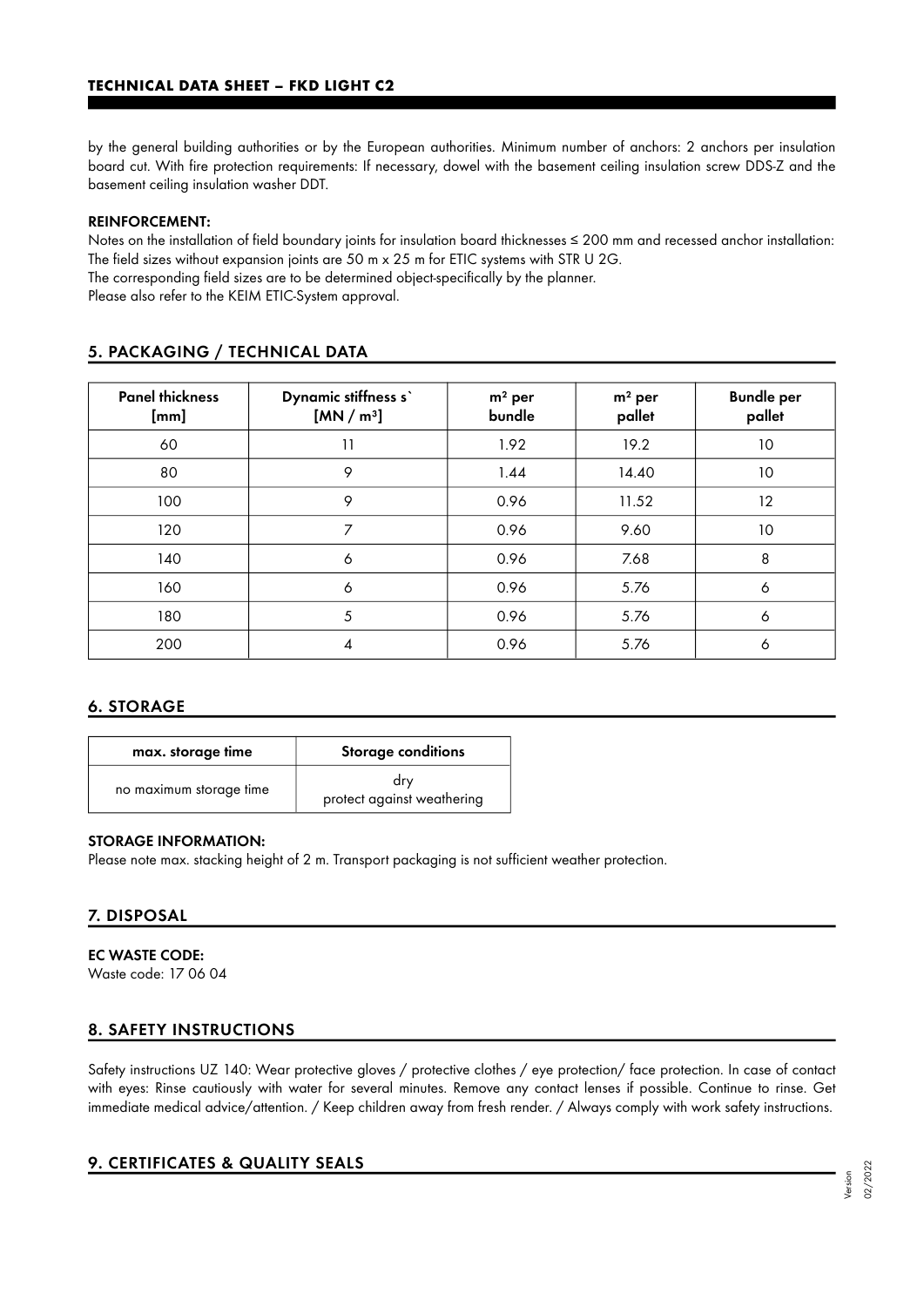by the general building authorities or by the European authorities. Minimum number of anchors: 2 anchors per insulation board cut. With fire protection requirements: If necessary, dowel with the basement ceiling insulation screw DDS-Z and the basement ceiling insulation washer DDT.

**REINFORCEMENT:**

Notes on the installation of field boundary joints for insulation board thicknesses ≤ 200 mm and recessed anchor installation: The field sizes without expansion joints are 50 m x 25 m for ETIC systems with STR U 2G.
The corresponding field sizes are to be determined object-specifically by the planner.
Please also refer to the KEIM ETIC-System approval.

## 5. PACKAGING / TECHNICAL DATA

| Panel thickness [mm] | Dynamic stiffness s` [MN / m³] | m² per bundle | m² per pallet | Bundle per pallet |
|---|---|---|---|---|
| 60 | 11 | 1.92 | 19.2 | 10 |
| 80 | 9 | 1.44 | 14.40 | 10 |
| 100 | 9 | 0.96 | 11.52 | 12 |
| 120 | 7 | 0.96 | 9.60 | 10 |
| 140 | 6 | 0.96 | 7.68 | 8 |
| 160 | 6 | 0.96 | 5.76 | 6 |
| 180 | 5 | 0.96 | 5.76 | 6 |
| 200 | 4 | 0.96 | 5.76 | 6 |

## 6. STORAGE

| max. storage time | Storage conditions |
|---|---|
| no maximum storage time | dry<br>protect against weathering |

**STORAGE INFORMATION:**

Please note max. stacking height of 2 m. Transport packaging is not sufficient weather protection.

## 7. DISPOSAL

**EC WASTE CODE:**

Waste code: 17 06 04

## 8. SAFETY INSTRUCTIONS

Safety instructions UZ 140: Wear protective gloves / protective clothes / eye protection/ face protection. In case of contact with eyes: Rinse cautiously with water for several minutes. Remove any contact lenses if possible. Continue to rinse. Get immediate medical advice/attention. / Keep children away from fresh render. / Always comply with work safety instructions.

## 9. CERTIFICATES & QUALITY SEALS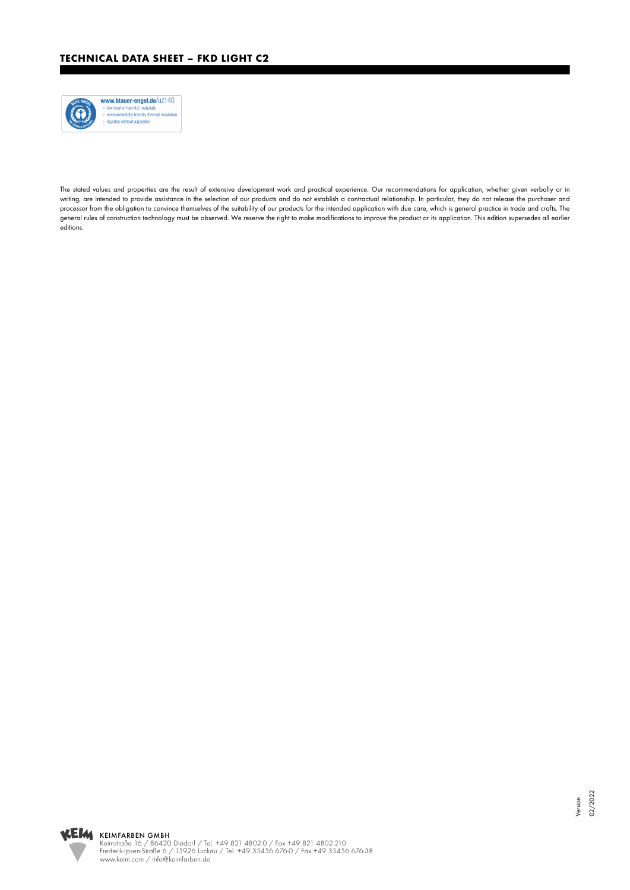www.blauer-engel.de/uz140
- low level of harmful materials
- environmentally friendly thermal insulation
- façades without algacides

The stated values and properties are the result of extensive development work and practical experience. Our recommendations for application, whether given verbally or in writing, are intended to provide assistance in the selection of our products and do not establish a contractual relationship. In particular, they do not release the purchaser and processor from the obligation to convince themselves of the suitability of our products for the intended application with due care, which is general practice in trade and crafts. The general rules of construction technology must be observed. We reserve the right to make modifications to improve the product or its application. This edition supersedes all earlier editions.

KEIMFARBEN GMBH
Keimstraße 16 / 86420 Diedorf / Tel. +49 821 4802-0 / Fax +49 821 4802-210
Frederik-Ipsen-Straße 6 / 15926 Luckau / Tel. +49 35456 676-0 / Fax +49 35456 676-38
www.keim.com / info@keimfarben.de

Version
02/2022